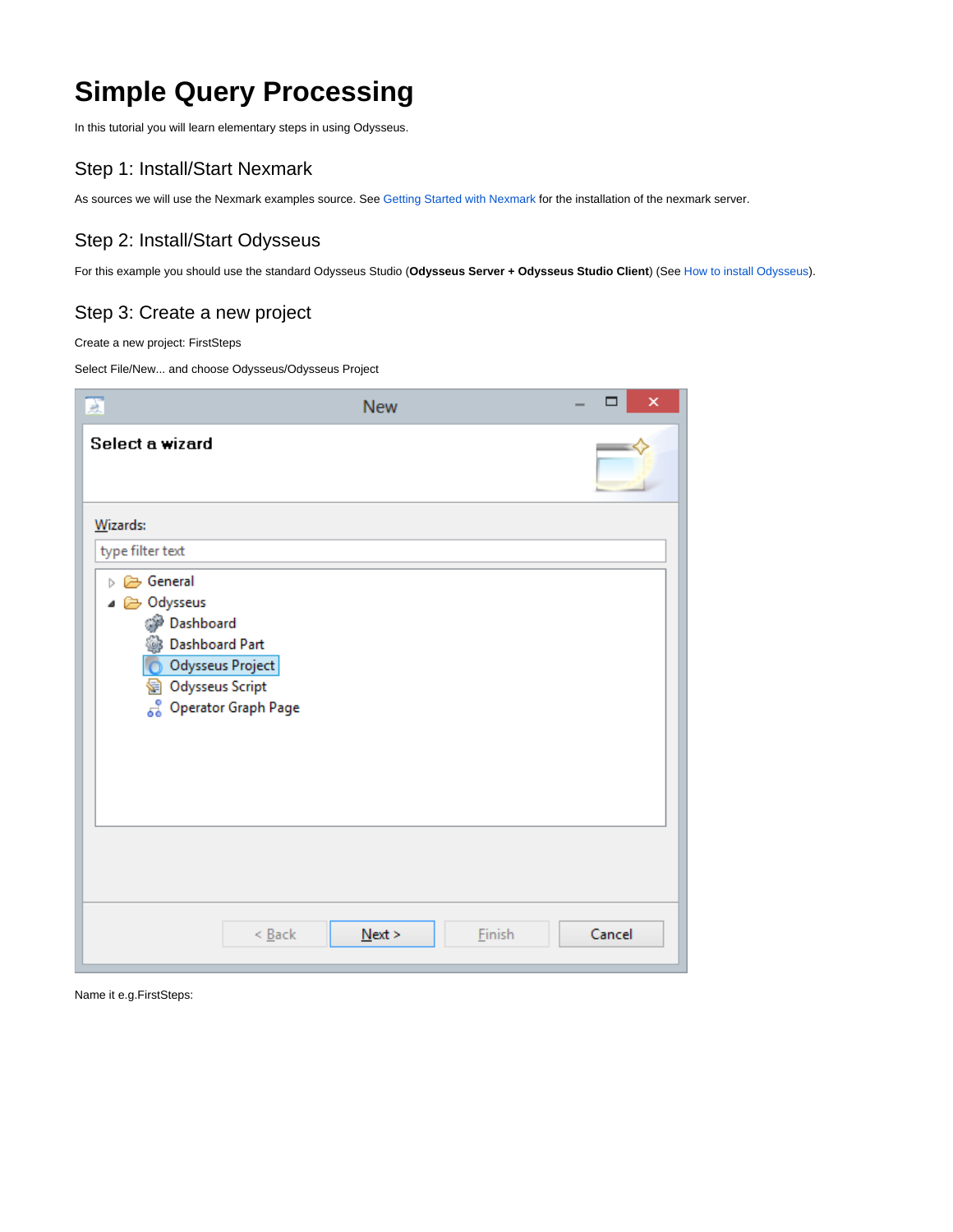# Simple Query Processing

In this tutorial you will learn elementary steps in using Odysseus.

## Step 1: Install/Start Nexmark

As sources we will use the Nexmark examples source. See Getting Started with Nexmark for the installation of the nexmark server.

## Step 2: Install/Start Odysseus

For this example you should use the standard Odysseus Studio (**Odysseus Server + Odysseus Studio Client**) (See How to install Odysseus).

## Step 3: Create a new project

Create a new project: FirstSteps

Select File/New... and choose Odysseus/Odysseus Project

Name it e.g.FirstSteps: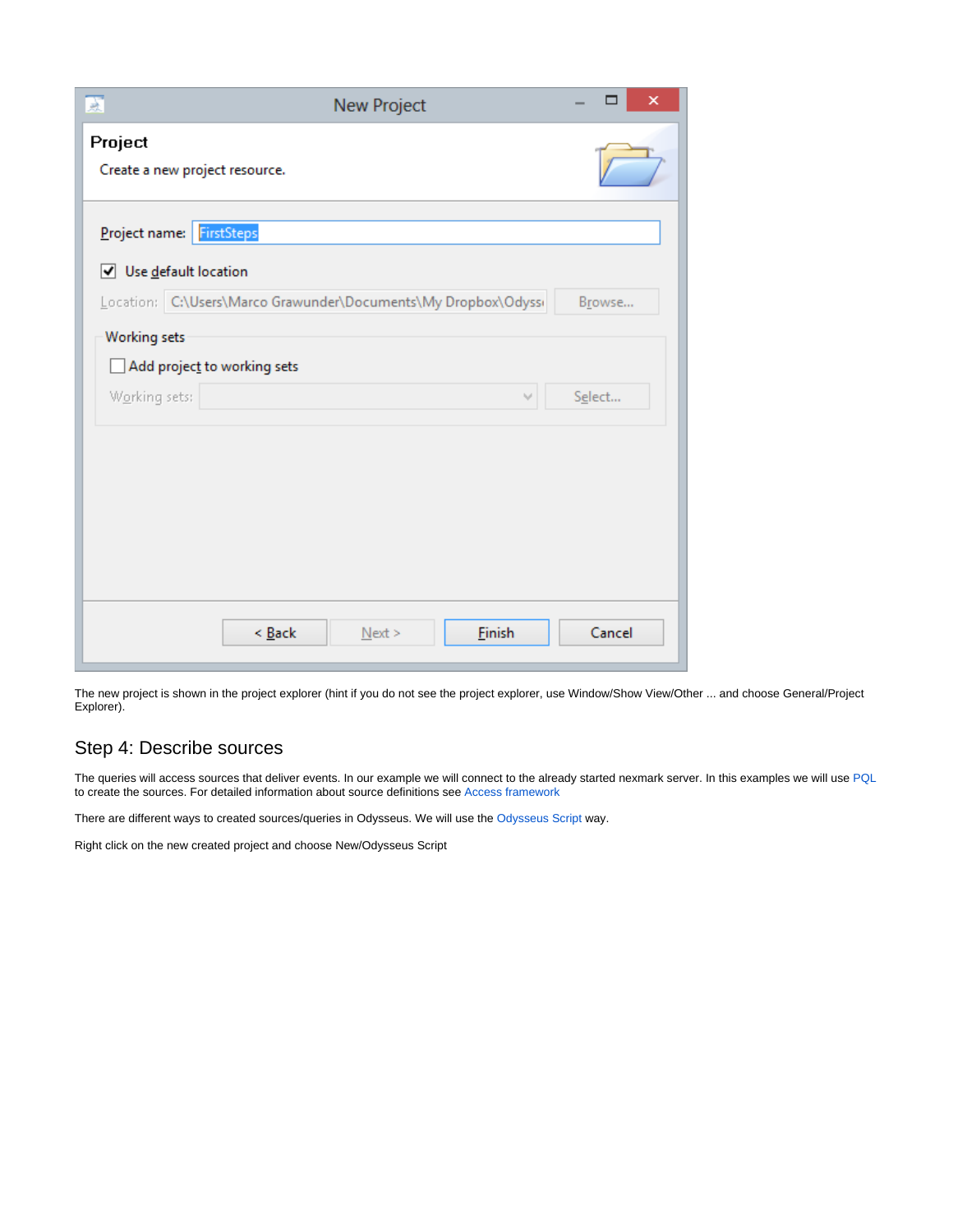The new project is shown in the project explorer (hint if you do not see the project explorer, use Window/Show View/Other ... and choose General/Project Explorer).

## Step 4: Describe sources

The queries will access sources that deliver events. In our example we will connect to the already started nexmark server. In this examples we will use PQL to create the sources. For detailed information about source definitions see Access framework

There are different ways to created sources/queries in Odysseus. We will use the Odysseus Script way.

Right click on the new created project and choose New/Odysseus Script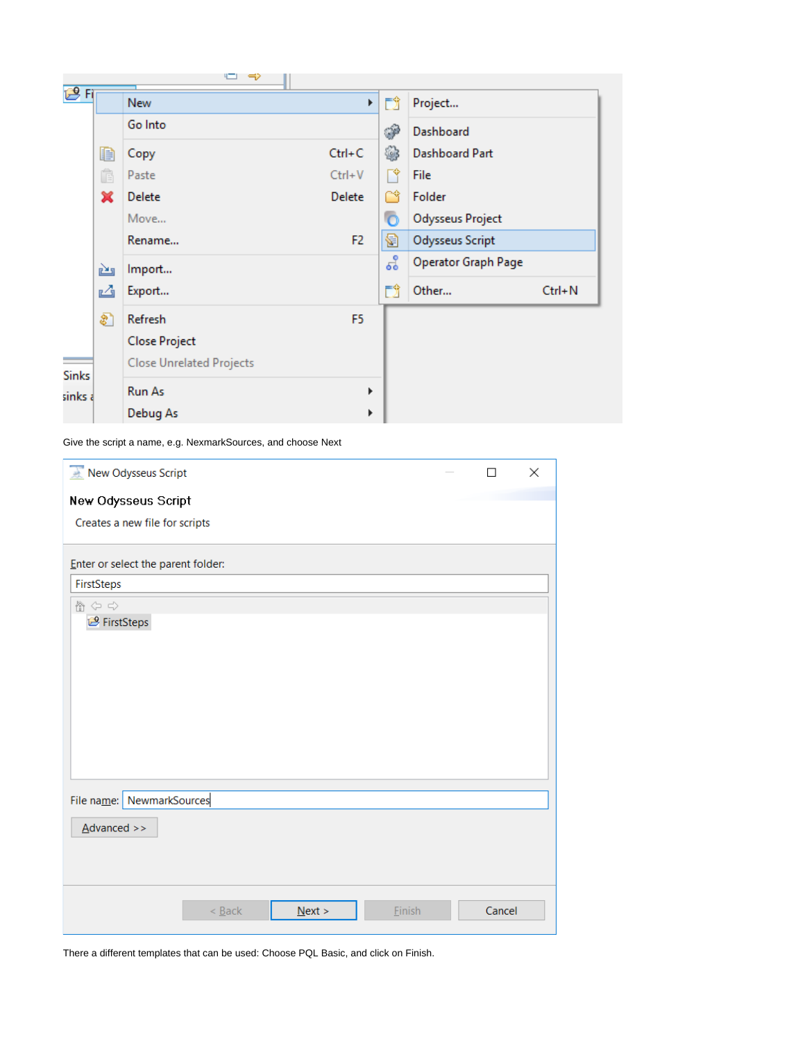Give the script a name, e.g. NexmarkSources, and choose Next

There a different templates that can be used: Choose PQL Basic, and click on Finish.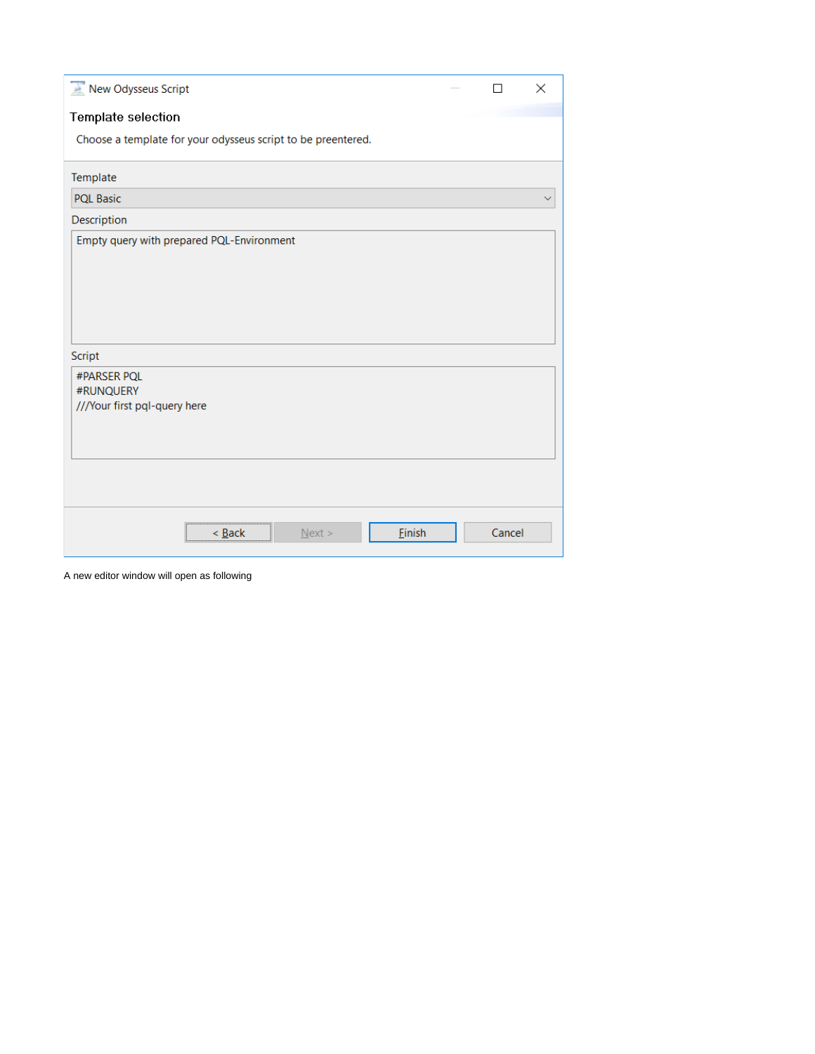New Odysseus Script

**Template selection**

Choose a template for your odysseus script to be preentered.

Template

PQL Basic

Description

Empty query with prepared PQL-Environment

Script

```
#PARSER PQL
#RUNQUERY
///Your first pql-query here
```

< Back | Next > | Finish | Cancel

A new editor window will open as following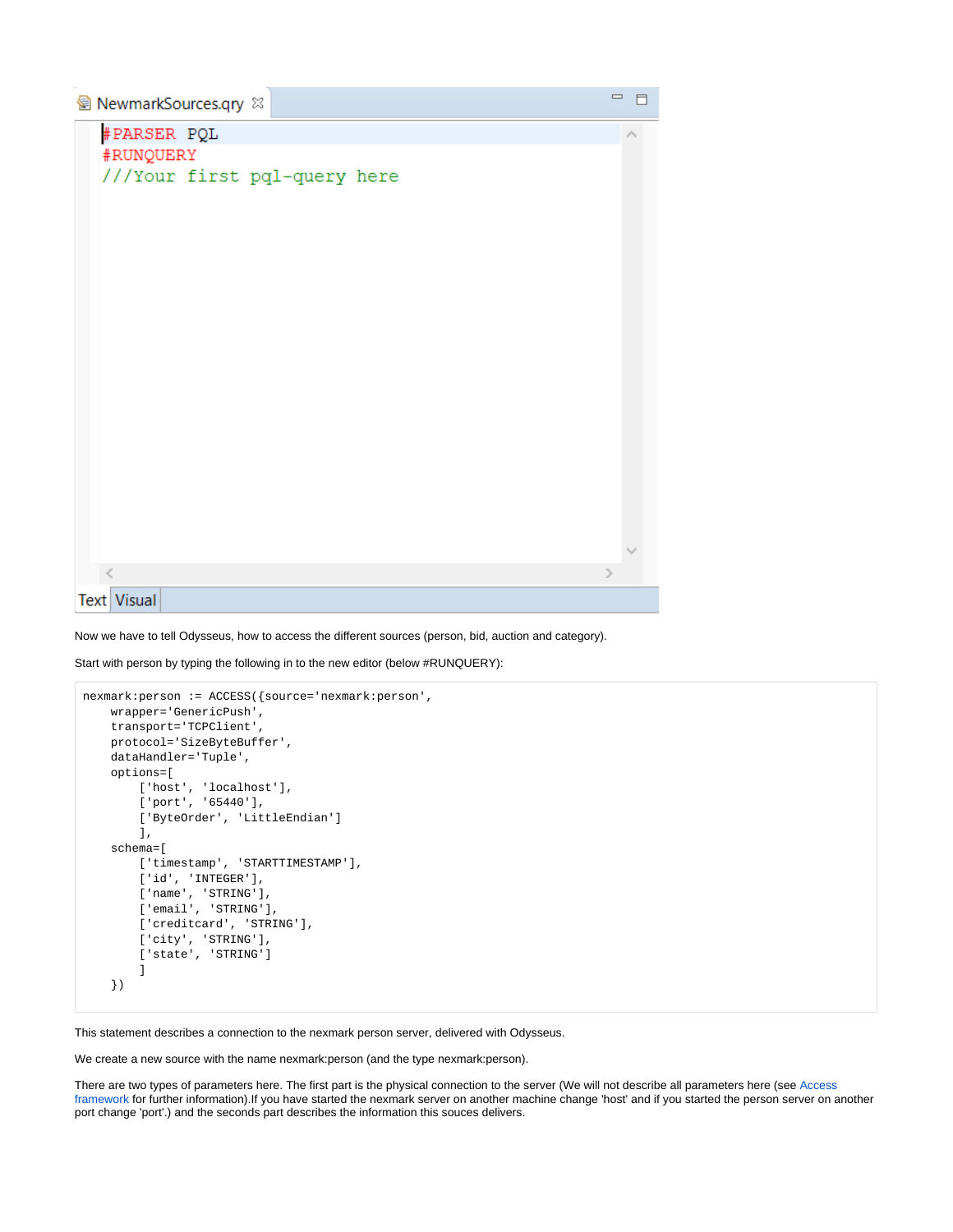NewmarkSources.qry

```
#PARSER PQL
#RUNQUERY
///Your first pql-query here
```

Text | Visual

Now we have to tell Odysseus, how to access the different sources (person, bid, auction and category).

Start with person by typing the following in to the new editor (below #RUNQUERY):

```
nexmark:person := ACCESS({source='nexmark:person',
    wrapper='GenericPush',
    transport='TCPClient',
    protocol='SizeByteBuffer',
    dataHandler='Tuple',
    options=[
        ['host', 'localhost'],
        ['port', '65440'],
        ['ByteOrder', 'LittleEndian']
        ],
    schema=[
        ['timestamp', 'STARTTIMESTAMP'],
        ['id', 'INTEGER'],
        ['name', 'STRING'],
        ['email', 'STRING'],
        ['creditcard', 'STRING'],
        ['city', 'STRING'],
        ['state', 'STRING']
        ]
    })
```

This statement describes a connection to the nexmark person server, delivered with Odysseus.

We create a new source with the name nexmark:person (and the type nexmark:person).

There are two types of parameters here. The first part is the physical connection to the server (We will not describe all parameters here (see Access framework for further information).If you have started the nexmark server on another machine change 'host' and if you started the person server on another port change 'port'.) and the seconds part describes the information this souces delivers.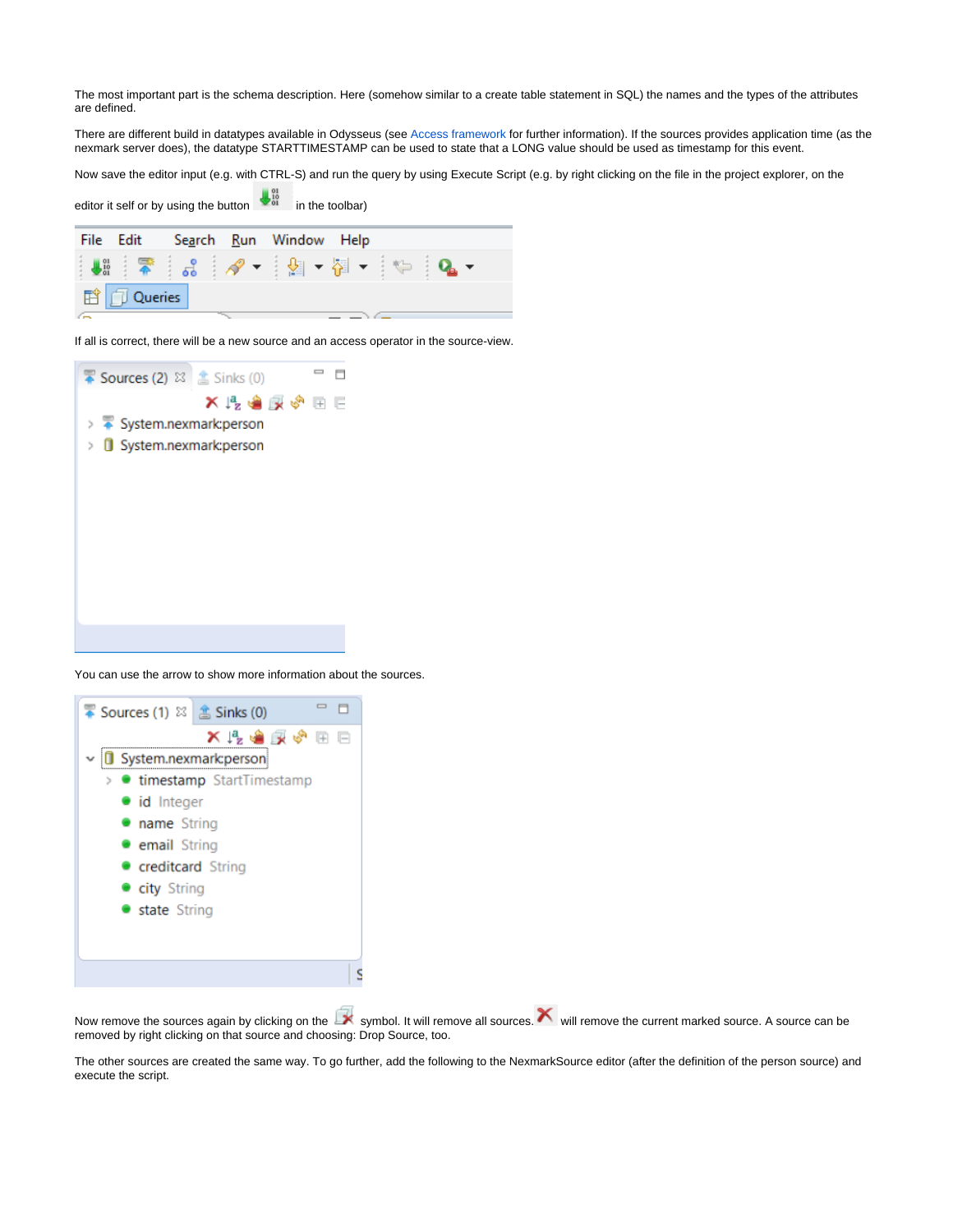The most important part is the schema description. Here (somehow similar to a create table statement in SQL) the names and the types of the attributes are defined.

There are different build in datatypes available in Odysseus (see Access framework for further information). If the sources provides application time (as the nexmark server does), the datatype STARTTIMESTAMP can be used to state that a LONG value should be used as timestamp for this event.

Now save the editor input (e.g. with CTRL-S) and run the query by using Execute Script (e.g. by right clicking on the file in the project explorer, on the editor it self or by using the button in the toolbar)

If all is correct, there will be a new source and an access operator in the source-view.

You can use the arrow to show more information about the sources.

Now remove the sources again by clicking on the symbol. It will remove all sources. will remove the current marked source. A source can be removed by right clicking on that source and choosing: Drop Source, too.

The other sources are created the same way. To go further, add the following to the NexmarkSource editor (after the definition of the person source) and execute the script.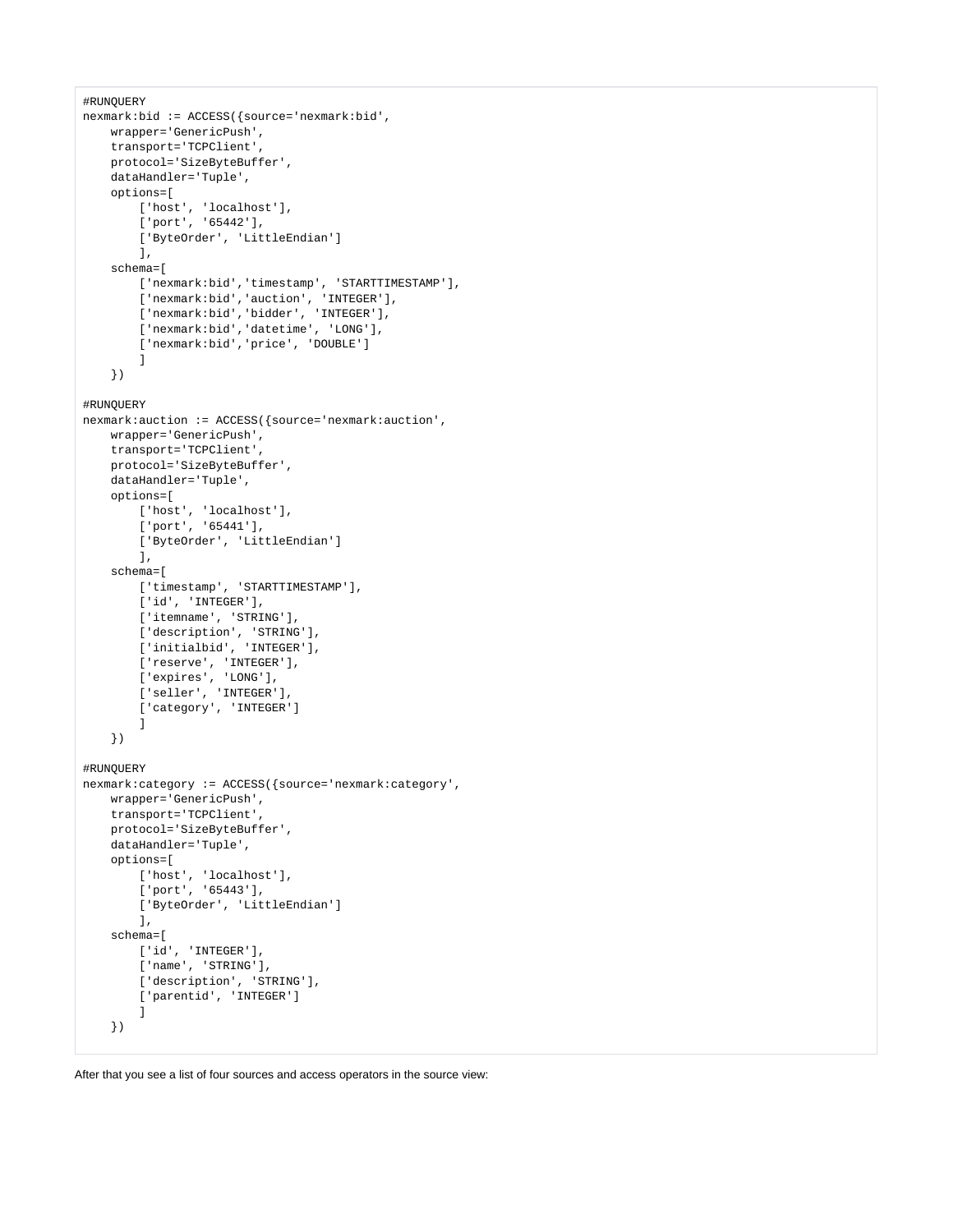```
#RUNQUERY
nexmark:bid := ACCESS({source='nexmark:bid',
    wrapper='GenericPush',
    transport='TCPClient',
    protocol='SizeByteBuffer',
    dataHandler='Tuple',
    options=[
        ['host', 'localhost'],
        ['port', '65442'],
        ['ByteOrder', 'LittleEndian']
        ],
    schema=[
        ['nexmark:bid','timestamp', 'STARTTIMESTAMP'],
        ['nexmark:bid','auction', 'INTEGER'],
        ['nexmark:bid','bidder', 'INTEGER'],
        ['nexmark:bid','datetime', 'LONG'],
        ['nexmark:bid','price', 'DOUBLE']
        ]
    })

#RUNQUERY
nexmark:auction := ACCESS({source='nexmark:auction',
    wrapper='GenericPush',
    transport='TCPClient',
    protocol='SizeByteBuffer',
    dataHandler='Tuple',
    options=[
        ['host', 'localhost'],
        ['port', '65441'],
        ['ByteOrder', 'LittleEndian']
        ],
    schema=[
        ['timestamp', 'STARTTIMESTAMP'],
        ['id', 'INTEGER'],
        ['itemname', 'STRING'],
        ['description', 'STRING'],
        ['initialbid', 'INTEGER'],
        ['reserve', 'INTEGER'],
        ['expires', 'LONG'],
        ['seller', 'INTEGER'],
        ['category', 'INTEGER']
        ]
    })

#RUNQUERY
nexmark:category := ACCESS({source='nexmark:category',
    wrapper='GenericPush',
    transport='TCPClient',
    protocol='SizeByteBuffer',
    dataHandler='Tuple',
    options=[
        ['host', 'localhost'],
        ['port', '65443'],
        ['ByteOrder', 'LittleEndian']
        ],
    schema=[
        ['id', 'INTEGER'],
        ['name', 'STRING'],
        ['description', 'STRING'],
        ['parentid', 'INTEGER']
        ]
    })
```

After that you see a list of four sources and access operators in the source view: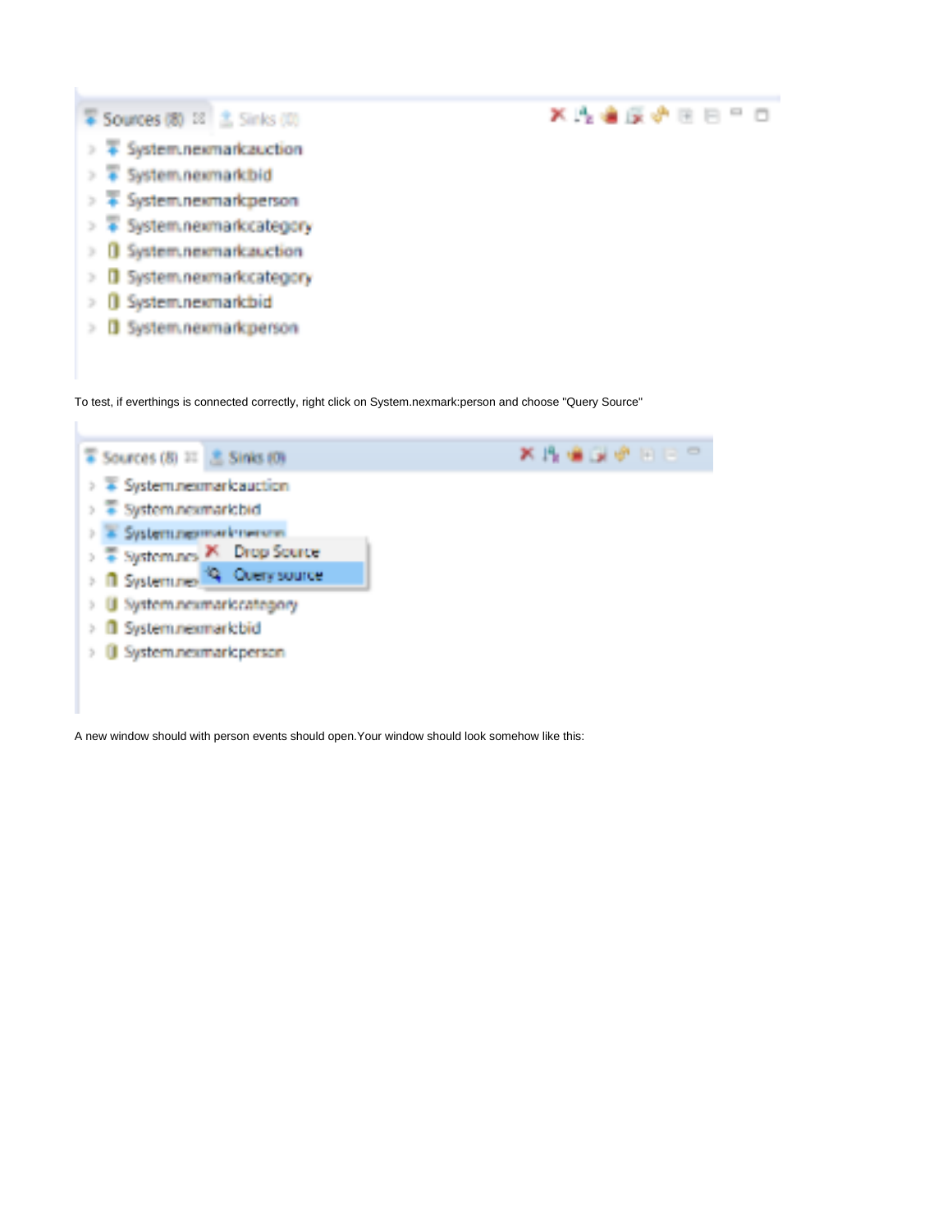To test, if everthings is connected correctly, right click on System.nexmark:person and choose "Query Source"

A new window should with person events should open.Your window should look somehow like this: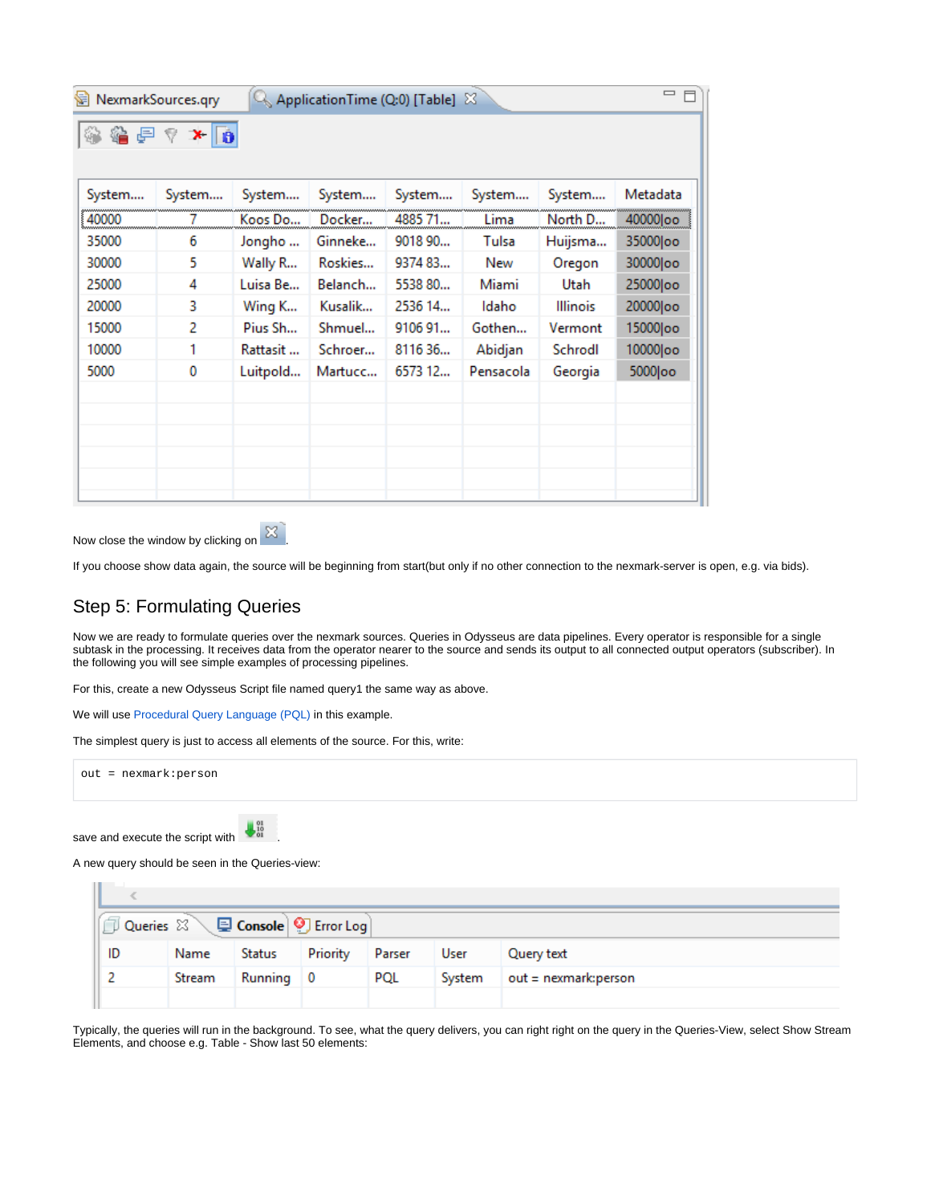| System.... | System.... | System.... | System.... | System.... | System.... | System.... | Metadata |
|---|---|---|---|---|---|---|---|
| 40000 | 7 | Koos Do... | Docker... | 4885 71... | Lima | North D... | 40000\|oo |
| 35000 | 6 | Jongho ... | Ginneke... | 9018 90... | Tulsa | Huijsma... | 35000\|oo |
| 30000 | 5 | Wally R... | Roskies... | 9374 83... | New | Oregon | 30000\|oo |
| 25000 | 4 | Luisa Be... | Belanch... | 5538 80... | Miami | Utah | 25000\|oo |
| 20000 | 3 | Wing K... | Kusalik... | 2536 14... | Idaho | Illinois | 20000\|oo |
| 15000 | 2 | Pius Sh... | Shmuel... | 9106 91... | Gothen... | Vermont | 15000\|oo |
| 10000 | 1 | Rattasit ... | Schroer... | 8116 36... | Abidjan | Schrodl | 10000\|oo |
| 5000 | 0 | Luitpold... | Martucc... | 6573 12... | Pensacola | Georgia | 5000\|oo |

Now close the window by clicking on .

If you choose show data again, the source will be beginning from start(but only if no other connection to the nexmark-server is open, e.g. via bids).

## Step 5: Formulating Queries

Now we are ready to formulate queries over the nexmark sources. Queries in Odysseus are data pipelines. Every operator is responsible for a single subtask in the processing. It receives data from the operator nearer to the source and sends its output to all connected output operators (subscriber). In the following you will see simple examples of processing pipelines.

For this, create a new Odysseus Script file named query1 the same way as above.

We will use Procedural Query Language (PQL) in this example.

The simplest query is just to access all elements of the source. For this, write:

```
out = nexmark:person
```

save and execute the script with .

A new query should be seen in the Queries-view:

| ID | Name | Status | Priority | Parser | User | Query text |
|---|---|---|---|---|---|---|
| 2 | Stream | Running | 0 | PQL | System | out = nexmark:person |

Typically, the queries will run in the background. To see, what the query delivers, you can right right on the query in the Queries-View, select Show Stream Elements, and choose e.g. Table - Show last 50 elements: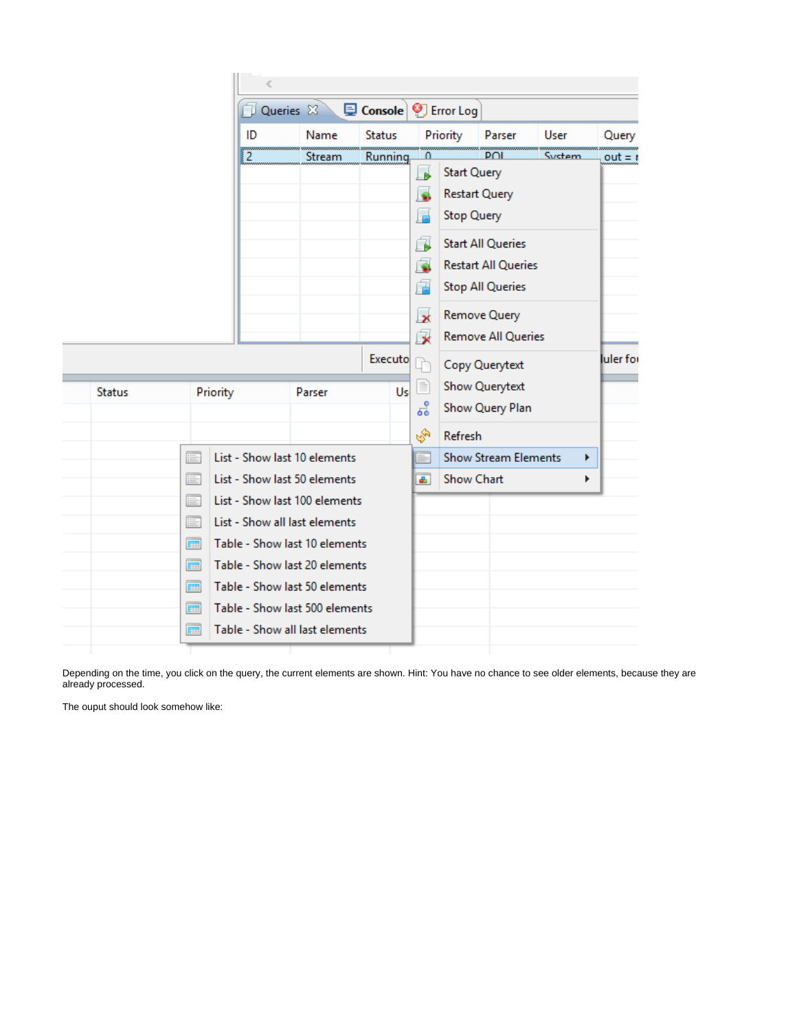Depending on the time, you click on the query, the current elements are shown. Hint: You have no chance to see older elements, because they are already processed.

The ouput should look somehow like: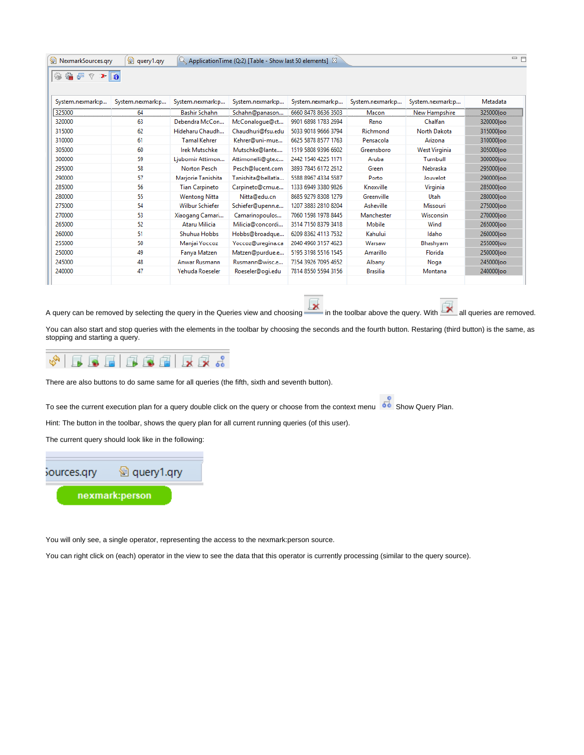| System.nexmark:p... | System.nexmark:p... | System.nexmark:p... | System.nexmark:p... | System.nexmark:p... | System.nexmark:p... | System.nexmark:p... | Metadata |
|---|---|---|---|---|---|---|---|
| 325000 | 64 | Bashir Schahn | Schahn@panason... | 6660 8478 8636 3503 | Macon | New Hampshire | 325000\|oo |
| 320000 | 63 | Debendra McCon... | McConalogue@ct... | 9901 6898 1783 2694 | Reno | Chalfan | 320000\|oo |
| 315000 | 62 | Hideharu Chaudh... | Chaudhuri@fsu.edu | 5033 9018 9666 3794 | Richmond | North Dakota | 315000\|oo |
| 310000 | 61 | Tamal Kehrer | Kehrer@uni-mue... | 6625 5878 8577 1763 | Pensacola | Arizona | 310000\|oo |
| 305000 | 60 | Irek Mutschke | Mutschke@lante.... | 1519 5808 9396 6602 | Greensboro | West Virginia | 305000\|oo |
| 300000 | 59 | Ljubomir Attimon... | Attimonelli@gte.c... | 2442 1540 4225 1171 | Aruba | Turnbull | 300000\|oo |
| 295000 | 58 | Norton Pesch | Pesch@lucent.com | 3893 7845 6172 2512 | Green | Nebraska | 295000\|oo |
| 290000 | 57 | Marjorie Tanishita | Tanishita@bellatla... | 5588 8967 4334 5587 | Porto | Jouvelot | 290000\|oo |
| 285000 | 56 | Tian Carpineto | Carpineto@cmu.e... | 1333 6949 3380 9826 | Knoxville | Virginia | 285000\|oo |
| 280000 | 55 | Wentong Nitta | Nitta@edu.cn | 8685 9279 8308 1279 | Greenville | Utah | 280000\|oo |
| 275000 | 54 | Wilbur Schiefer | Schiefer@upenn.e... | 1207 3883 2810 8204 | Asheville | Missouri | 275000\|oo |
| 270000 | 53 | Xiaogang Camari... | Camarinopoulos.... | 7060 1598 1978 8445 | Manchester | Wisconsin | 270000\|oo |
| 265000 | 52 | Ataru Milicia | Milicia@concordi... | 3514 7150 8379 3418 | Mobile | Wind | 265000\|oo |
| 260000 | 51 | Shuhua Hobbs | Hobbs@broadque... | 6209 8362 4113 7532 | Kahului | Idaho | 260000\|oo |
| 255000 | 50 | Manjai Yoccoz | Yoccoz@uregina.ca | 2040 4960 3157 4623 | Warsaw | Bhashyam | 255000\|oo |
| 250000 | 49 | Fanya Matzen | Matzen@purdue.e... | 5195 3198 5516 1545 | Amarillo | Florida | 250000\|oo |
| 245000 | 48 | Anwar Rusmann | Rusmann@wisc.e... | 7354 3926 7095 4652 | Albany | Noga | 245000\|oo |
| 240000 | 47 | Yehuda Roeseler | Roeseler@ogi.edu | 7814 8550 5594 3156 | Brasilia | Montana | 240000\|oo |

A query can be removed by selecting the query in the Queries view and choosing [remove icon] in the toolbar above the query. With [remove all icon] all queries are removed.

You can also start and stop queries with the elements in the toolbar by choosing the seconds and the fourth button. Restaring (third button) is the same, as stopping and starting a query.

There are also buttons to do same same for all queries (the fifth, sixth and seventh button).

To see the current execution plan for a query double click on the query or choose from the context menu [icon] Show Query Plan.

Hint: The button in the toolbar, shows the query plan for all current running queries (of this user).

The current query should look like in the following:

You will only see, a single operator, representing the access to the nexmark:person source.

You can right click on (each) operator in the view to see the data that this operator is currently processing (similar to the query source).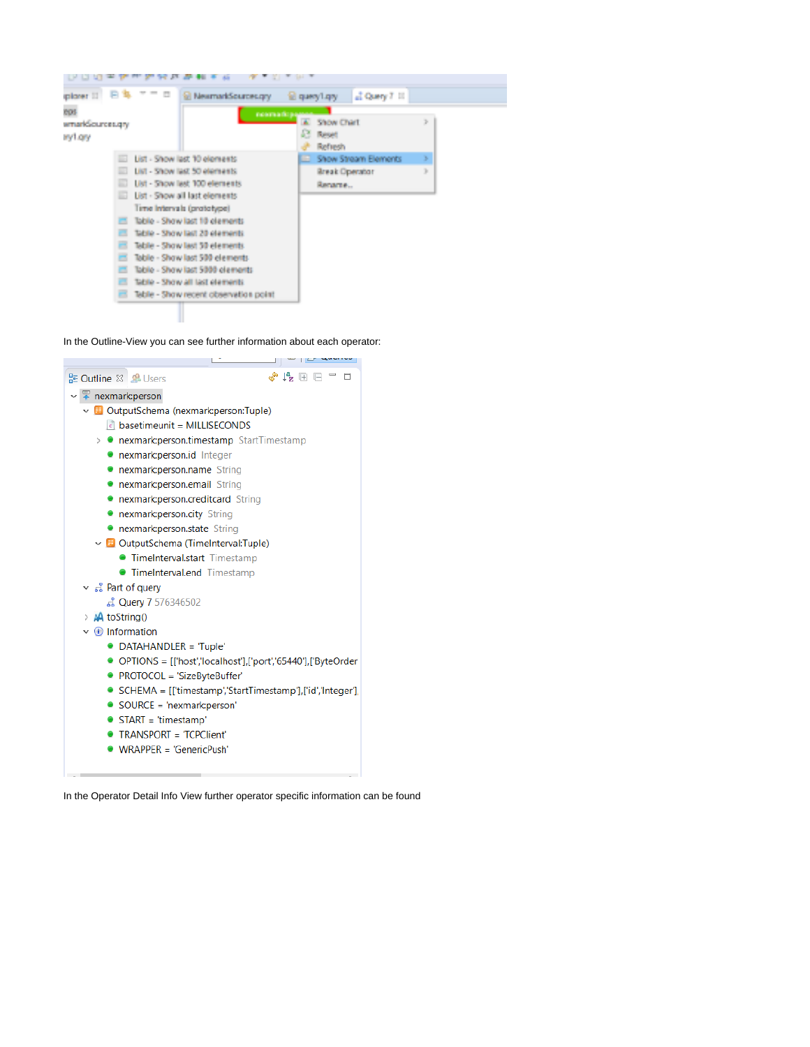In the Outline-View you can see further information about each operator:

In the Operator Detail Info View further operator specific information can be found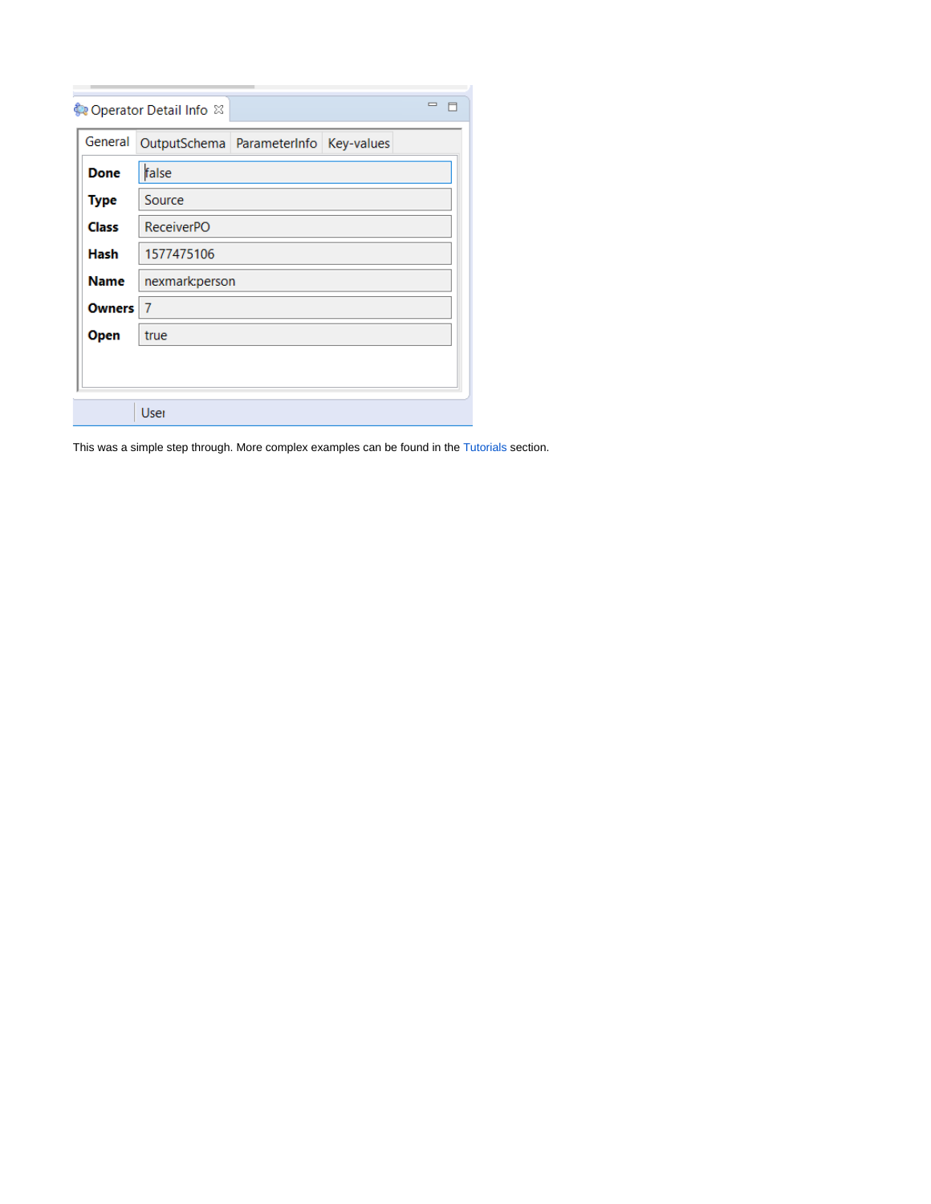This was a simple step through. More complex examples can be found in the Tutorials section.